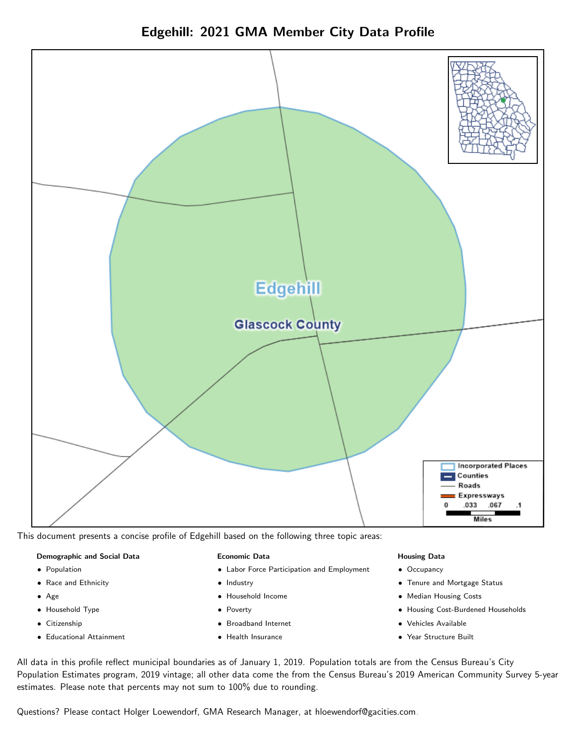# Edgehill: 2021 GMA Member City Data Profile

Edgehill

Glascock County

Incorporated Places
Counties
Roads
Expressways
0 .033 .067 .1
Miles

This document presents a concise profile of Edgehill based on the following three topic areas:

**Demographic and Social Data**

- Population
- Race and Ethnicity
- Age
- Household Type
- Citizenship
- Educational Attainment

**Economic Data**

- Labor Force Participation and Employment
- Industry
- Household Income
- Poverty
- Broadband Internet
- Health Insurance

**Housing Data**

- Occupancy
- Tenure and Mortgage Status
- Median Housing Costs
- Housing Cost-Burdened Households
- Vehicles Available
- Year Structure Built

All data in this profile reflect municipal boundaries as of January 1, 2019. Population totals are from the Census Bureau's City Population Estimates program, 2019 vintage; all other data come the from the Census Bureau's 2019 American Community Survey 5-year estimates. Please note that percents may not sum to 100% due to rounding.

Questions? Please contact Holger Loewendorf, GMA Research Manager, at hloewendorf@gacities.com.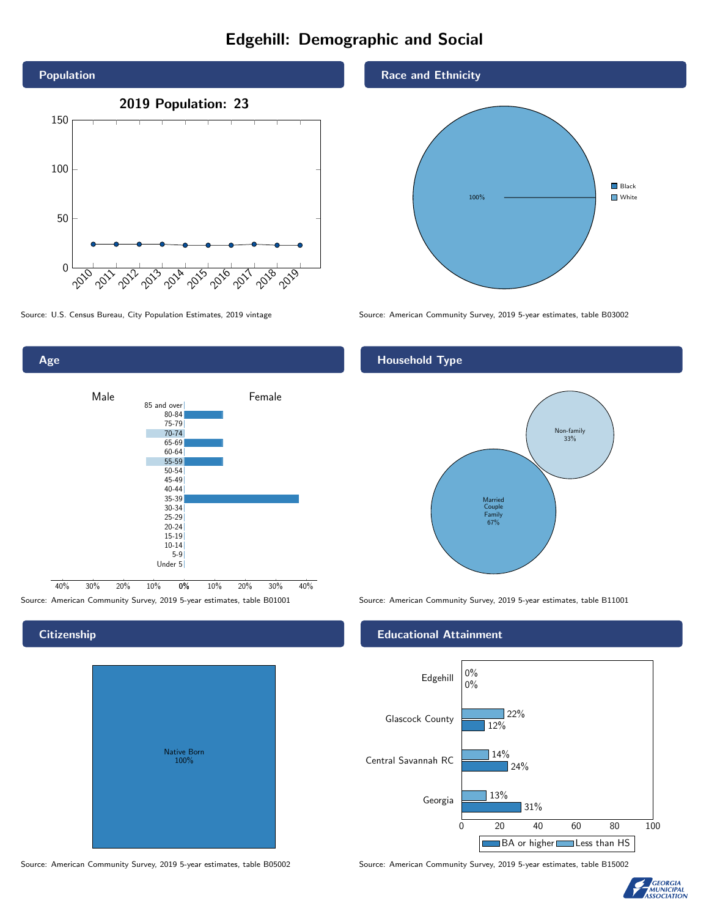# Edgehill: Demographic and Social

## Population

2019 Population: 23

150
100
50
0

2010 2011 2012 2013 2014 2015 2016 2017 2018 2019

Source: U.S. Census Bureau, City Population Estimates, 2019 vintage

## Race and Ethnicity

100%

Black
White

Source: American Community Survey, 2019 5-year estimates, table B03002

## Age

Male Female

85 and over
80-84
75-79
70-74
65-69
60-64
55-59
50-54
45-49
40-44
35-39
30-34
25-29
20-24
15-19
10-14
5-9
Under 5

40% 30% 20% 10% 0% 10% 20% 30% 40%

Source: American Community Survey, 2019 5-year estimates, table B01001

## Household Type

Non-family 33%

Married Couple Family 67%

Source: American Community Survey, 2019 5-year estimates, table B11001

## Citizenship

Native Born 100%

Source: American Community Survey, 2019 5-year estimates, table B05002

## Educational Attainment

Edgehill: 0%, 0%

Glascock County: 22%, 12%

Central Savannah RC: 14%, 24%

Georgia: 13%, 31%

0 20 40 60 80 100

BA or higher
Less than HS

Source: American Community Survey, 2019 5-year estimates, table B15002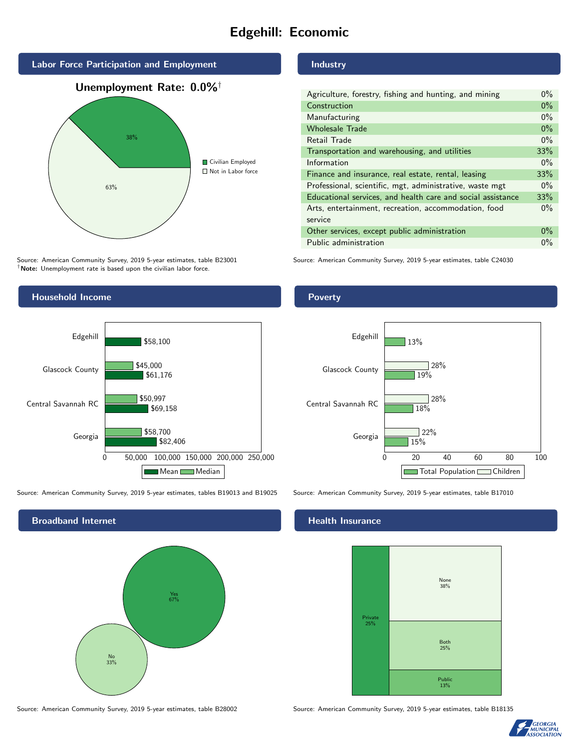# Edgehill: Economic

## Labor Force Participation and Employment

**Unemployment Rate: 0.0%**†

38%

63%

Civilian Employed

Not in Labor force

Source: American Community Survey, 2019 5-year estimates, table B23001

†**Note:** Unemployment rate is based upon the civilian labor force.

## Industry

| | |
|---|---|
| Agriculture, forestry, fishing and hunting, and mining | 0% |
| Construction | 0% |
| Manufacturing | 0% |
| Wholesale Trade | 0% |
| Retail Trade | 0% |
| Transportation and warehousing, and utilities | 33% |
| Information | 0% |
| Finance and insurance, real estate, rental, leasing | 33% |
| Professional, scientific, mgt, administrative, waste mgt | 0% |
| Educational services, and health care and social assistance | 33% |
| Arts, entertainment, recreation, accommodation, food service | 0% |
| Other services, except public administration | 0% |
| Public administration | 0% |

Source: American Community Survey, 2019 5-year estimates, table C24030

## Household Income

Edgehill

$58,100

Glascock County

$45,000

$61,176

Central Savannah RC

$50,997

$69,158

Georgia

$58,700

$82,406

0 50,000 100,000 150,000 200,000 250,000

Mean Median

Source: American Community Survey, 2019 5-year estimates, tables B19013 and B19025

## Poverty

Edgehill

13%

Glascock County

28%

19%

Central Savannah RC

28%

18%

Georgia

22%

15%

0 20 40 60 80 100

Total Population Children

Source: American Community Survey, 2019 5-year estimates, table B17010

## Broadband Internet

Yes
67%

No
33%

Source: American Community Survey, 2019 5-year estimates, table B28002

## Health Insurance

Private
25%

None
38%

Both
25%

Public
13%

Source: American Community Survey, 2019 5-year estimates, table B18135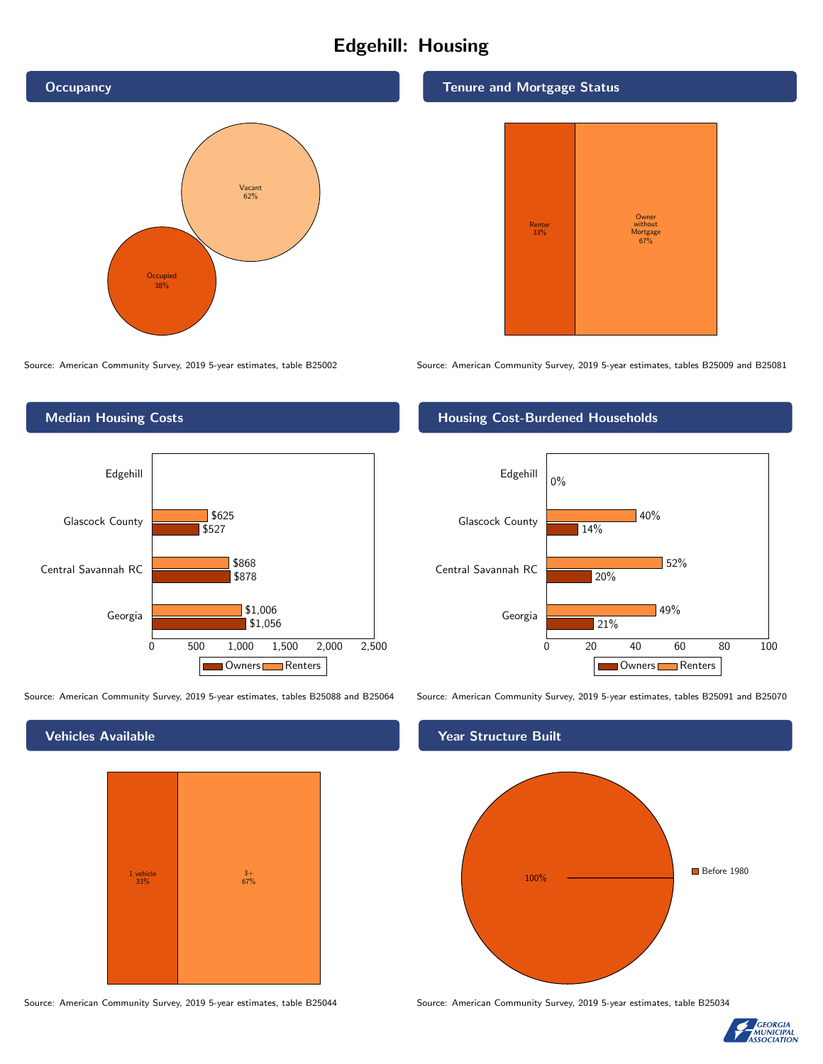# Edgehill: Housing

## Occupancy

Vacant
62%

Occupied
38%

Source: American Community Survey, 2019 5-year estimates, table B25002

## Tenure and Mortgage Status

Renter
33%

Owner without Mortgage
67%

Source: American Community Survey, 2019 5-year estimates, tables B25009 and B25081

## Median Housing Costs

Edgehill

Glascock County
$625
$527

Central Savannah RC
$868
$878

Georgia
$1,006
$1,056

0 500 1,000 1,500 2,000 2,500

Owners Renters

Source: American Community Survey, 2019 5-year estimates, tables B25088 and B25064

## Housing Cost-Burdened Households

Edgehill
0%

Glascock County
40%
14%

Central Savannah RC
52%
20%

Georgia
49%
21%

0 20 40 60 80 100

Owners Renters

Source: American Community Survey, 2019 5-year estimates, tables B25091 and B25070

## Vehicles Available

1 vehicle
33%

3+
67%

Source: American Community Survey, 2019 5-year estimates, table B25044

## Year Structure Built

100%

Before 1980

Source: American Community Survey, 2019 5-year estimates, table B25034